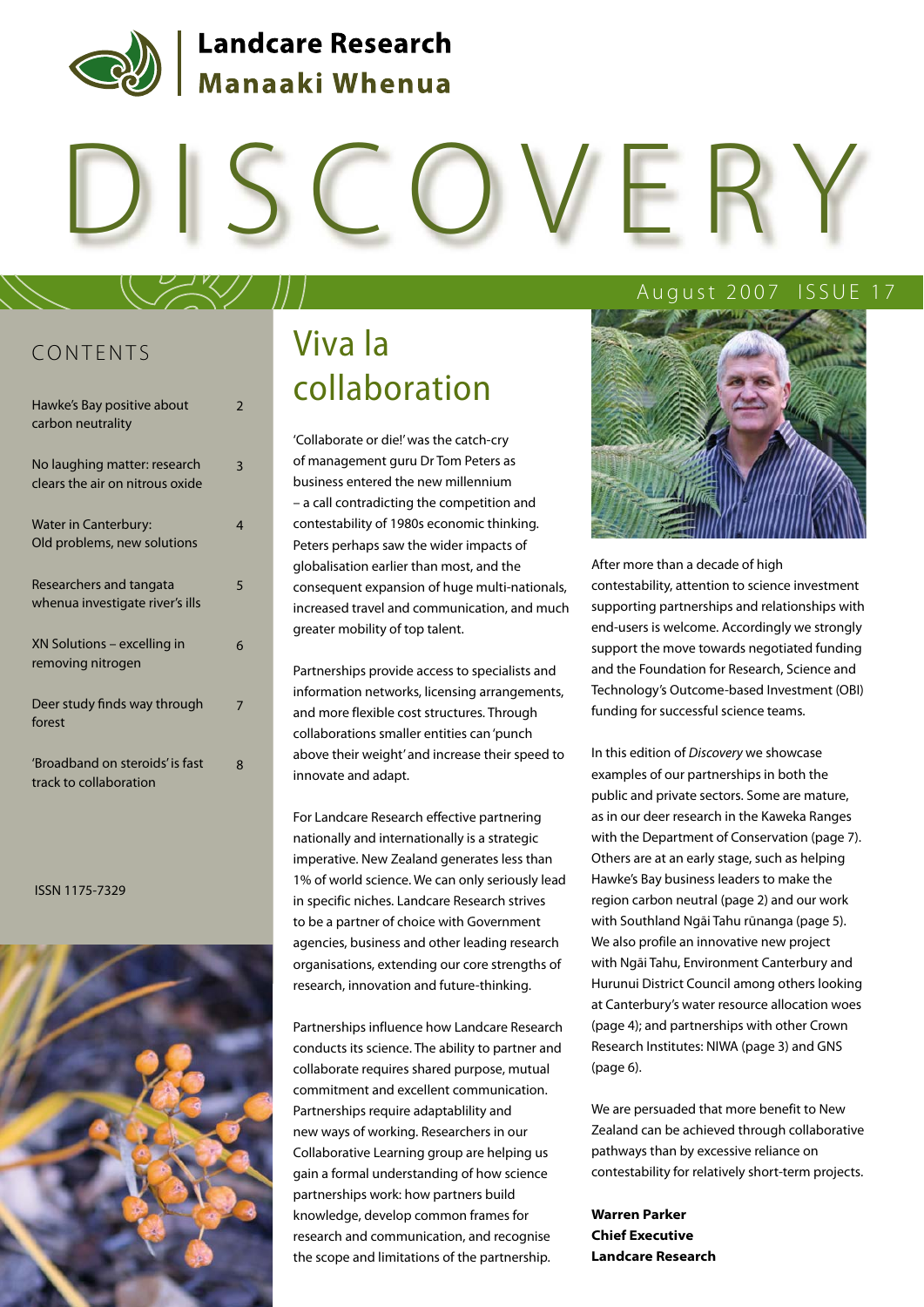# Landcare Research Manaaki Whenua

# DISCOVERY

August 2007 ISSUE 17

## CONTENTS

| | |
|---|---|
| Hawke's Bay positive about carbon neutrality | 2 |
| No laughing matter: research clears the air on nitrous oxide | 3 |
| Water in Canterbury: Old problems, new solutions | 4 |
| Researchers and tangata whenua investigate river's ills | 5 |
| XN Solutions – excelling in removing nitrogen | 6 |
| Deer study finds way through forest | 7 |
| 'Broadband on steroids' is fast track to collaboration | 8 |

ISSN 1175-7329

## Viva la collaboration

'Collaborate or die!' was the catch-cry of management guru Dr Tom Peters as business entered the new millennium – a call contradicting the competition and contestability of 1980s economic thinking. Peters perhaps saw the wider impacts of globalisation earlier than most, and the consequent expansion of huge multi-nationals, increased travel and communication, and much greater mobility of top talent.

Partnerships provide access to specialists and information networks, licensing arrangements, and more flexible cost structures. Through collaborations smaller entities can 'punch above their weight' and increase their speed to innovate and adapt.

For Landcare Research effective partnering nationally and internationally is a strategic imperative. New Zealand generates less than 1% of world science. We can only seriously lead in specific niches. Landcare Research strives to be a partner of choice with Government agencies, business and other leading research organisations, extending our core strengths of research, innovation and future-thinking.

Partnerships influence how Landcare Research conducts its science. The ability to partner and collaborate requires shared purpose, mutual commitment and excellent communication. Partnerships require adaptablility and new ways of working. Researchers in our Collaborative Learning group are helping us gain a formal understanding of how science partnerships work: how partners build knowledge, develop common frames for research and communication, and recognise the scope and limitations of the partnership.

After more than a decade of high contestability, attention to science investment supporting partnerships and relationships with end-users is welcome. Accordingly we strongly support the move towards negotiated funding and the Foundation for Research, Science and Technology's Outcome-based Investment (OBI) funding for successful science teams.

In this edition of *Discovery* we showcase examples of our partnerships in both the public and private sectors. Some are mature, as in our deer research in the Kaweka Ranges with the Department of Conservation (page 7). Others are at an early stage, such as helping Hawke's Bay business leaders to make the region carbon neutral (page 2) and our work with Southland Ngāi Tahu rūnanga (page 5). We also profile an innovative new project with Ngāi Tahu, Environment Canterbury and Hurunui District Council among others looking at Canterbury's water resource allocation woes (page 4); and partnerships with other Crown Research Institutes: NIWA (page 3) and GNS (page 6).

We are persuaded that more benefit to New Zealand can be achieved through collaborative pathways than by excessive reliance on contestability for relatively short-term projects.

**Warren Parker**
**Chief Executive**
**Landcare Research**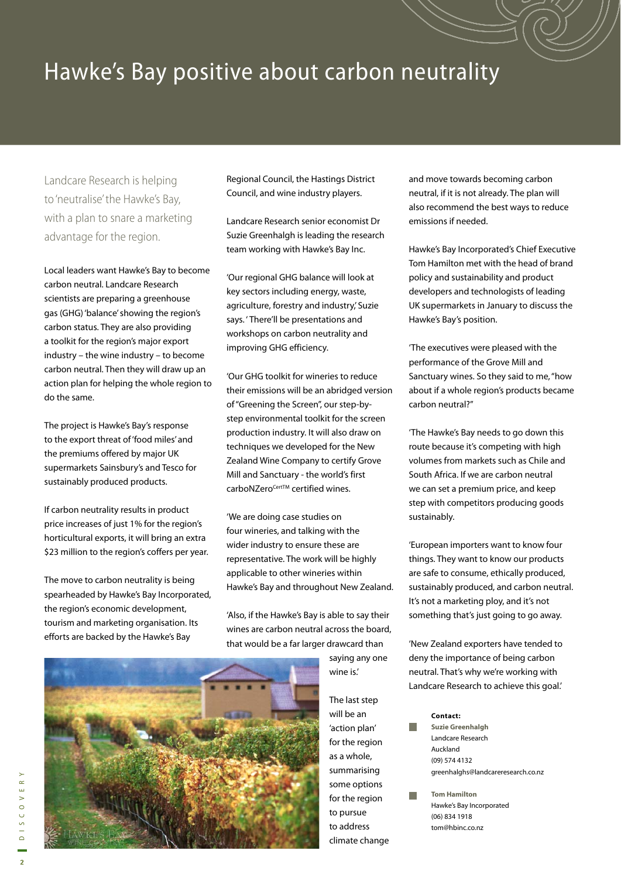# Hawke's Bay positive about carbon neutrality

Landcare Research is helping to 'neutralise' the Hawke's Bay, with a plan to snare a marketing advantage for the region.

Local leaders want Hawke's Bay to become carbon neutral. Landcare Research scientists are preparing a greenhouse gas (GHG) 'balance' showing the region's carbon status. They are also providing a toolkit for the region's major export industry – the wine industry – to become carbon neutral. Then they will draw up an action plan for helping the whole region to do the same.

The project is Hawke's Bay's response to the export threat of 'food miles' and the premiums offered by major UK supermarkets Sainsbury's and Tesco for sustainably produced products.

If carbon neutrality results in product price increases of just 1% for the region's horticultural exports, it will bring an extra $23 million to the region's coffers per year.

The move to carbon neutrality is being spearheaded by Hawke's Bay Incorporated, the region's economic development, tourism and marketing organisation. Its efforts are backed by the Hawke's Bay Regional Council, the Hastings District Council, and wine industry players.

Landcare Research senior economist Dr Suzie Greenhalgh is leading the research team working with Hawke's Bay Inc.

'Our regional GHG balance will look at key sectors including energy, waste, agriculture, forestry and industry,' Suzie says. 'There'll be presentations and workshops on carbon neutrality and improving GHG efficiency.

'Our GHG toolkit for wineries to reduce their emissions will be an abridged version of "Greening the Screen", our step-by-step environmental toolkit for the screen production industry. It will also draw on techniques we developed for the New Zealand Wine Company to certify Grove Mill and Sanctuary - the world's first carboNZero[CertTM] certified wines.

'We are doing case studies on four wineries, and talking with the wider industry to ensure these are representative. The work will be highly applicable to other wineries within Hawke's Bay and throughout New Zealand.

'Also, if the Hawke's Bay is able to say their wines are carbon neutral across the board, that would be a far larger drawcard than saying any one wine is.'

The last step will be an 'action plan' for the region as a whole, summarising some options for the region to pursue to address climate change and move towards becoming carbon neutral, if it is not already. The plan will also recommend the best ways to reduce emissions if needed.

Hawke's Bay Incorporated's Chief Executive Tom Hamilton met with the head of brand policy and sustainability and product developers and technologists of leading UK supermarkets in January to discuss the Hawke's Bay's position.

'The executives were pleased with the performance of the Grove Mill and Sanctuary wines. So they said to me, "how about if a whole region's products became carbon neutral?"

'The Hawke's Bay needs to go down this route because it's competing with high volumes from markets such as Chile and South Africa. If we are carbon neutral we can set a premium price, and keep step with competitors producing goods sustainably.

'European importers want to know four things. They want to know our products are safe to consume, ethically produced, sustainably produced, and carbon neutral. It's not a marketing ploy, and it's not something that's just going to go away.

'New Zealand exporters have tended to deny the importance of being carbon neutral. That's why we're working with Landcare Research to achieve this goal.'

**Contact:**

**Suzie Greenhalgh**
Landcare Research
Auckland
(09) 574 4132
greenhalghs@landcareresearch.co.nz

**Tom Hamilton**
Hawke's Bay Incorporated
(06) 834 1918
tom@hbinc.co.nz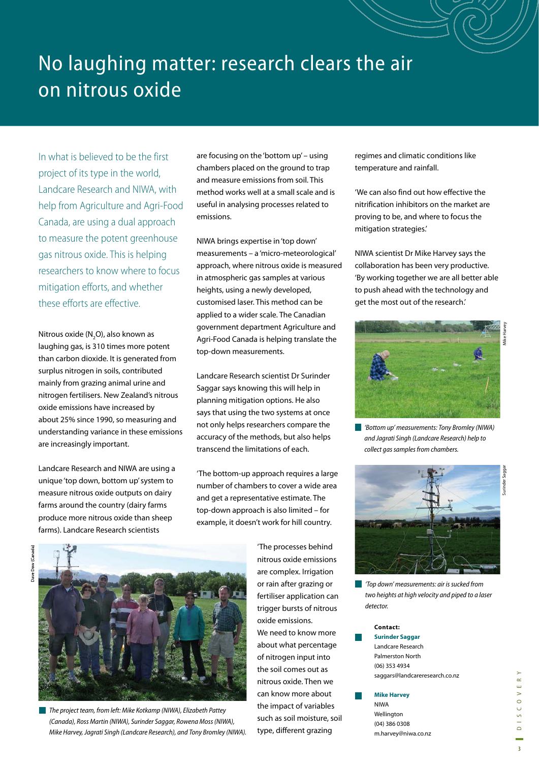# No laughing matter: research clears the air on nitrous oxide

In what is believed to be the first project of its type in the world, Landcare Research and NIWA, with help from Agriculture and Agri-Food Canada, are using a dual approach to measure the potent greenhouse gas nitrous oxide. This is helping researchers to know where to focus mitigation efforts, and whether these efforts are effective.

Nitrous oxide ($N_2O$), also known as laughing gas, is 310 times more potent than carbon dioxide. It is generated from surplus nitrogen in soils, contributed mainly from grazing animal urine and nitrogen fertilisers. New Zealand's nitrous oxide emissions have increased by about 25% since 1990, so measuring and understanding variance in these emissions are increasingly important.

Landcare Research and NIWA are using a unique 'top down, bottom up' system to measure nitrous oxide outputs on dairy farms around the country (dairy farms produce more nitrous oxide than sheep farms). Landcare Research scientists are focusing on the 'bottom up' – using chambers placed on the ground to trap and measure emissions from soil. This method works well at a small scale and is useful in analysing processes related to emissions.

NIWA brings expertise in 'top down' measurements – a 'micro-meteorological' approach, where nitrous oxide is measured in atmospheric gas samples at various heights, using a newly developed, customised laser. This method can be applied to a wider scale. The Canadian government department Agriculture and Agri-Food Canada is helping translate the top-down measurements.

Landcare Research scientist Dr Surinder Saggar says knowing this will help in planning mitigation options. He also says that using the two systems at once not only helps researchers compare the accuracy of the methods, but also helps transcend the limitations of each.

'The bottom-up approach requires a large number of chambers to cover a wide area and get a representative estimate. The top-down approach is also limited – for example, it doesn't work for hill country.

'The processes behind nitrous oxide emissions are complex. Irrigation or rain after grazing or fertiliser application can trigger bursts of nitrous oxide emissions. We need to know more about what percentage of nitrogen input into the soil comes out as nitrous oxide. Then we can know more about the impact of variables such as soil moisture, soil type, different grazing regimes and climatic conditions like temperature and rainfall.

'We can also find out how effective the nitrification inhibitors on the market are proving to be, and where to focus the mitigation strategies.'

NIWA scientist Dr Mike Harvey says the collaboration has been very productive. 'By working together we are all better able to push ahead with the technology and get the most out of the research.'

*The project team, from left: Mike Kotkamp (NIWA), Elizabeth Pattey (Canada), Ross Martin (NIWA), Surinder Saggar, Rowena Moss (NIWA), Mike Harvey, Jagrati Singh (Landcare Research), and Tony Bromley (NIWA).*

*'Bottom up' measurements: Tony Bromley (NIWA) and Jagrati Singh (Landcare Research) help to collect gas samples from chambers.*

*'Top down' measurements: air is sucked from two heights at high velocity and piped to a laser detector.*

**Contact:**

**Surinder Saggar**
Landcare Research
Palmerston North
(06) 353 4934
saggars@landcareresearch.co.nz

**Mike Harvey**
NIWA
Wellington
(04) 386 0308
m.harvey@niwa.co.nz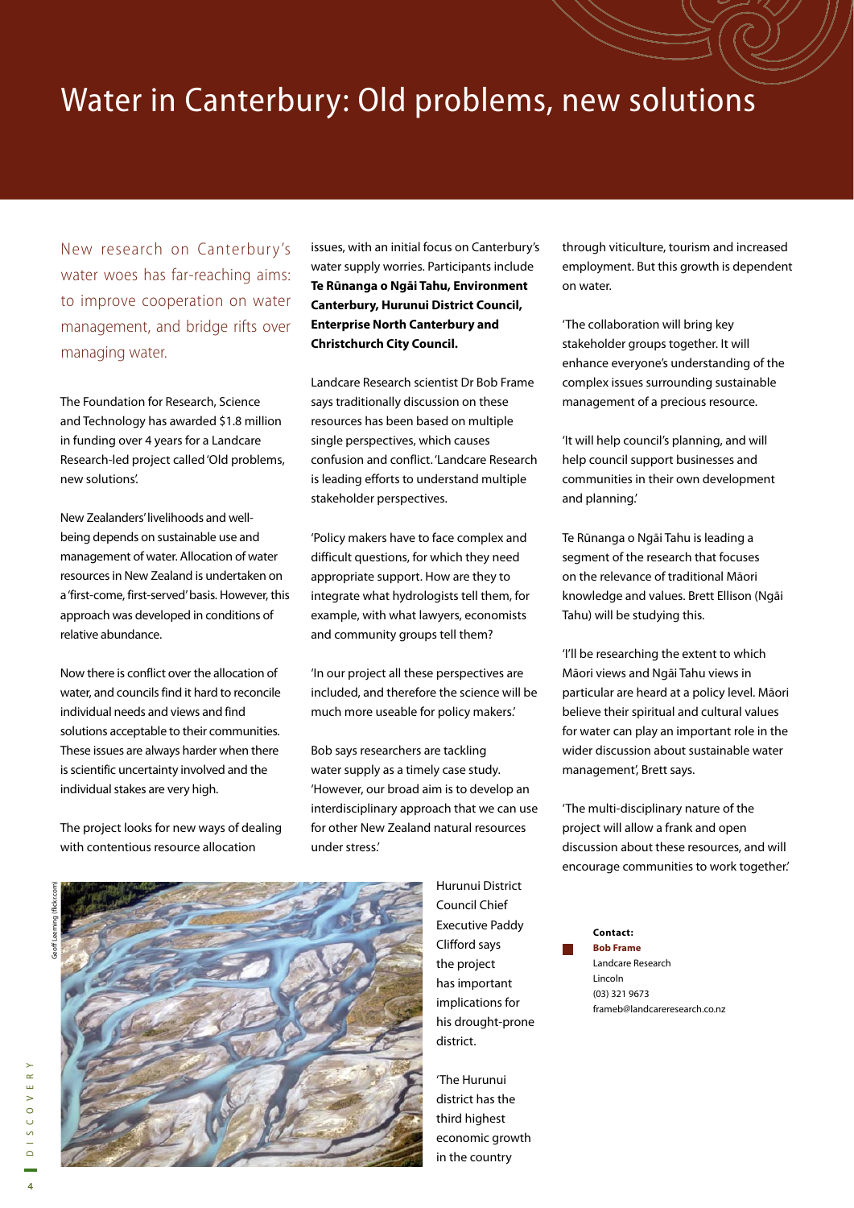# Water in Canterbury: Old problems, new solutions

New research on Canterbury's water woes has far-reaching aims: to improve cooperation on water management, and bridge rifts over managing water.

The Foundation for Research, Science and Technology has awarded $1.8 million in funding over 4 years for a Landcare Research-led project called 'Old problems, new solutions'.

New Zealanders' livelihoods and well-being depends on sustainable use and management of water. Allocation of water resources in New Zealand is undertaken on a 'first-come, first-served' basis. However, this approach was developed in conditions of relative abundance.

Now there is conflict over the allocation of water, and councils find it hard to reconcile individual needs and views and find solutions acceptable to their communities. These issues are always harder when there is scientific uncertainty involved and the individual stakes are very high.

The project looks for new ways of dealing with contentious resource allocation issues, with an initial focus on Canterbury's water supply worries. Participants include **Te Rūnanga o Ngāi Tahu, Environment Canterbury, Hurunui District Council, Enterprise North Canterbury and Christchurch City Council.**

Landcare Research scientist Dr Bob Frame says traditionally discussion on these resources has been based on multiple single perspectives, which causes confusion and conflict. 'Landcare Research is leading efforts to understand multiple stakeholder perspectives.

'Policy makers have to face complex and difficult questions, for which they need appropriate support. How are they to integrate what hydrologists tell them, for example, with what lawyers, economists and community groups tell them?

'In our project all these perspectives are included, and therefore the science will be much more useable for policy makers.'

Bob says researchers are tackling water supply as a timely case study. 'However, our broad aim is to develop an interdisciplinary approach that we can use for other New Zealand natural resources under stress.'

Geoff Leeming (flickr.com)

Hurunui District Council Chief Executive Paddy Clifford says the project has important implications for his drought-prone district.

'The Hurunui district has the third highest economic growth in the country through viticulture, tourism and increased employment. But this growth is dependent on water.

'The collaboration will bring key stakeholder groups together. It will enhance everyone's understanding of the complex issues surrounding sustainable management of a precious resource.

'It will help council's planning, and will help council support businesses and communities in their own development and planning.'

Te Rūnanga o Ngāi Tahu is leading a segment of the research that focuses on the relevance of traditional Māori knowledge and values. Brett Ellison (Ngāi Tahu) will be studying this.

'I'll be researching the extent to which Māori views and Ngāi Tahu views in particular are heard at a policy level. Māori believe their spiritual and cultural values for water can play an important role in the wider discussion about sustainable water management', Brett says.

'The multi-disciplinary nature of the project will allow a frank and open discussion about these resources, and will encourage communities to work together.'

**Contact:**
**Bob Frame**
Landcare Research
Lincoln
(03) 321 9673
frameb@landcareresearch.co.nz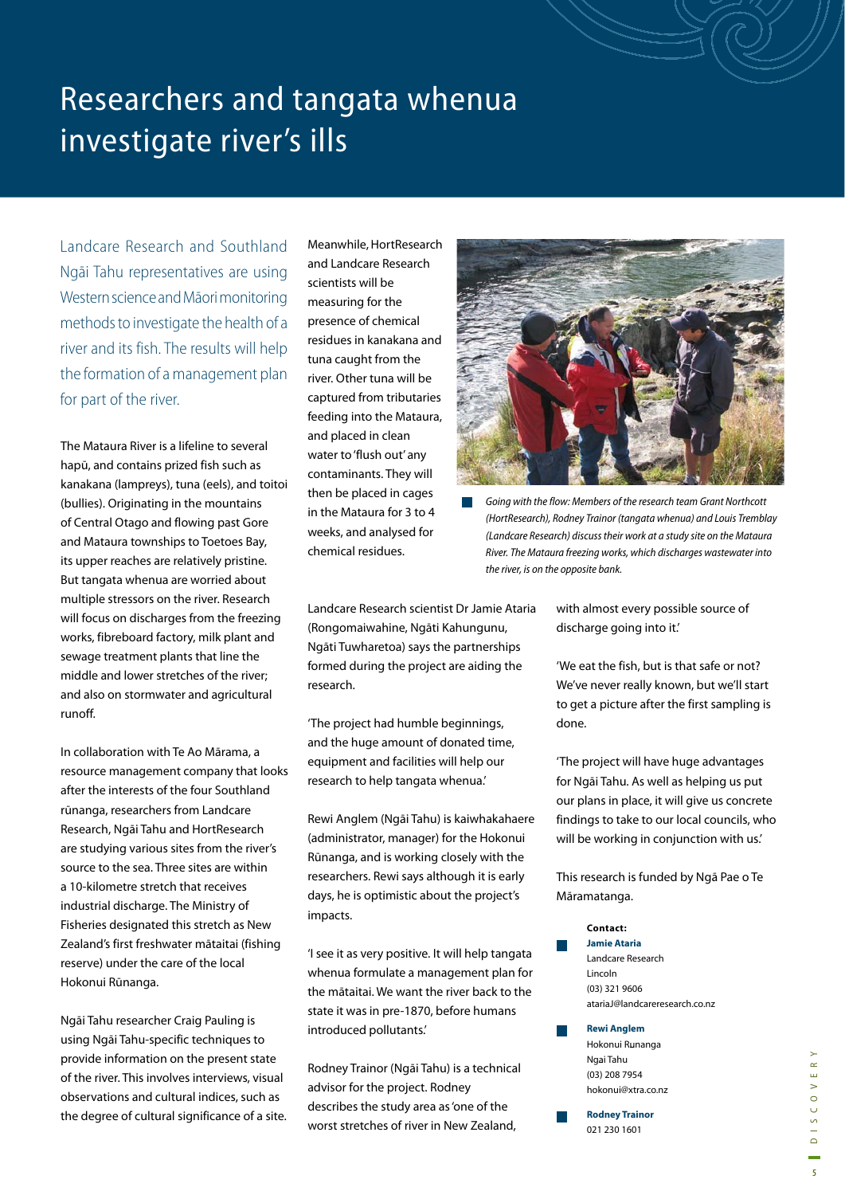# Researchers and tangata whenua investigate river's ills

Landcare Research and Southland Ngāi Tahu representatives are using Western science and Māori monitoring methods to investigate the health of a river and its fish. The results will help the formation of a management plan for part of the river.

The Mataura River is a lifeline to several hapū, and contains prized fish such as kanakana (lampreys), tuna (eels), and toitoi (bullies). Originating in the mountains of Central Otago and flowing past Gore and Mataura townships to Toetoes Bay, its upper reaches are relatively pristine. But tangata whenua are worried about multiple stressors on the river. Research will focus on discharges from the freezing works, fibreboard factory, milk plant and sewage treatment plants that line the middle and lower stretches of the river; and also on stormwater and agricultural runoff.

In collaboration with Te Ao Mārama, a resource management company that looks after the interests of the four Southland rūnanga, researchers from Landcare Research, Ngāi Tahu and HortResearch are studying various sites from the river's source to the sea. Three sites are within a 10-kilometre stretch that receives industrial discharge. The Ministry of Fisheries designated this stretch as New Zealand's first freshwater mātaitai (fishing reserve) under the care of the local Hokonui Rūnanga.

Ngāi Tahu researcher Craig Pauling is using Ngāi Tahu-specific techniques to provide information on the present state of the river. This involves interviews, visual observations and cultural indices, such as the degree of cultural significance of a site.

Meanwhile, HortResearch and Landcare Research scientists will be measuring for the presence of chemical residues in kanakana and tuna caught from the river. Other tuna will be captured from tributaries feeding into the Mataura, and placed in clean water to 'flush out' any contaminants. They will then be placed in cages in the Mataura for 3 to 4 weeks, and analysed for chemical residues.

*Going with the flow: Members of the research team Grant Northcott (HortResearch), Rodney Trainor (tangata whenua) and Louis Tremblay (Landcare Research) discuss their work at a study site on the Mataura River. The Mataura freezing works, which discharges wastewater into the river, is on the opposite bank.*

Landcare Research scientist Dr Jamie Ataria (Rongomaiwahine, Ngāti Kahungunu, Ngāti Tuwharetoa) says the partnerships formed during the project are aiding the research.

'The project had humble beginnings, and the huge amount of donated time, equipment and facilities will help our research to help tangata whenua.'

Rewi Anglem (Ngāi Tahu) is kaiwhakahaere (administrator, manager) for the Hokonui Rūnanga, and is working closely with the researchers. Rewi says although it is early days, he is optimistic about the project's impacts.

'I see it as very positive. It will help tangata whenua formulate a management plan for the mātaitai. We want the river back to the state it was in pre-1870, before humans introduced pollutants.'

Rodney Trainor (Ngāi Tahu) is a technical advisor for the project. Rodney describes the study area as 'one of the worst stretches of river in New Zealand, with almost every possible source of discharge going into it.'

'We eat the fish, but is that safe or not? We've never really known, but we'll start to get a picture after the first sampling is done.

'The project will have huge advantages for Ngāi Tahu. As well as helping us put our plans in place, it will give us concrete findings to take to our local councils, who will be working in conjunction with us.'

This research is funded by Ngā Pae o Te Māramatanga.

**Contact:**

**Jamie Ataria**
Landcare Research
Lincoln
(03) 321 9606
atariaJ@landcareresearch.co.nz

**Rewi Anglem**
Hokonui Runanga
Ngai Tahu
(03) 208 7954
hokonui@xtra.co.nz

**Rodney Trainor**
021 230 1601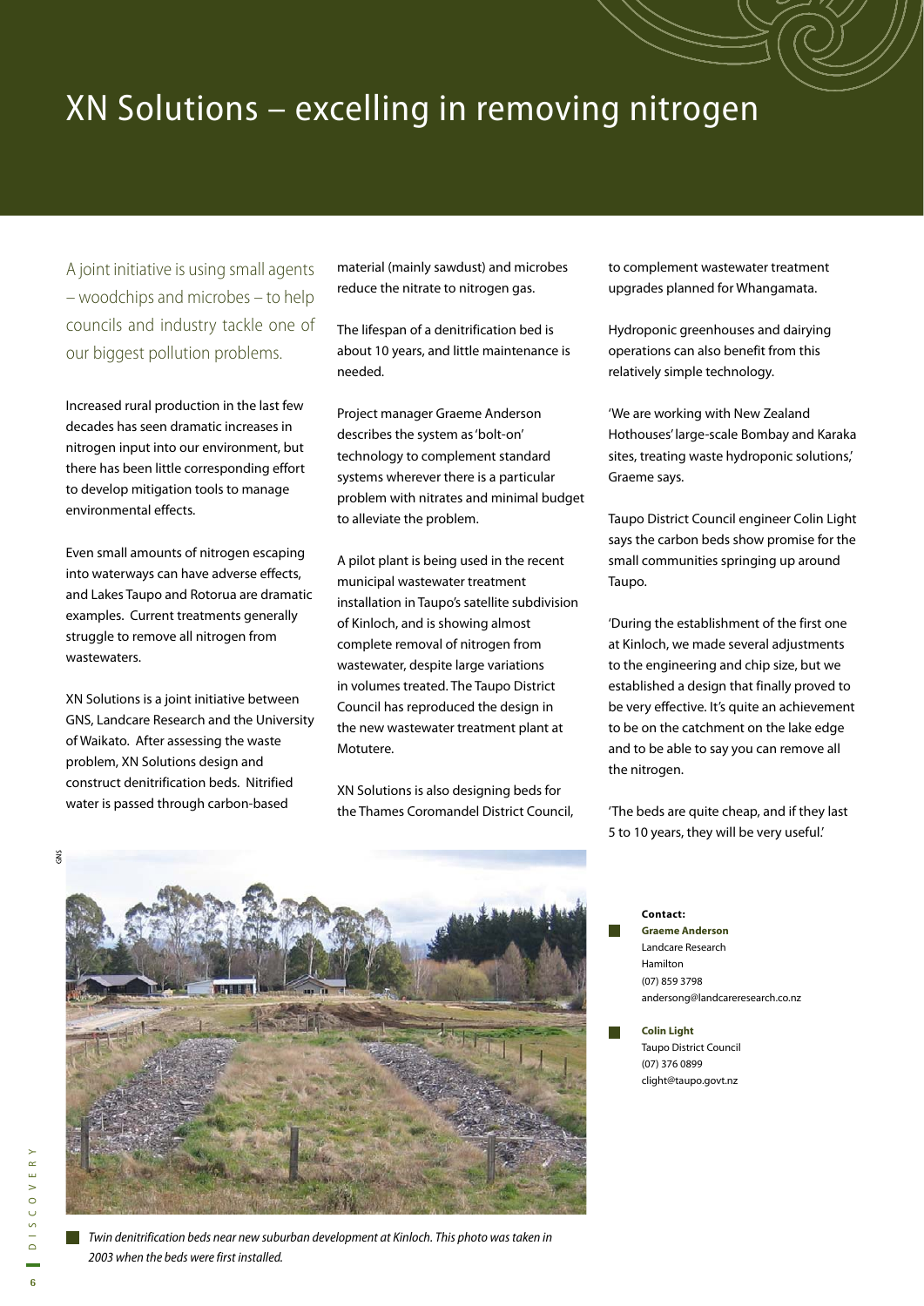# XN Solutions – excelling in removing nitrogen

A joint initiative is using small agents – woodchips and microbes – to help councils and industry tackle one of our biggest pollution problems.

Increased rural production in the last few decades has seen dramatic increases in nitrogen input into our environment, but there has been little corresponding effort to develop mitigation tools to manage environmental effects.

Even small amounts of nitrogen escaping into waterways can have adverse effects, and Lakes Taupo and Rotorua are dramatic examples. Current treatments generally struggle to remove all nitrogen from wastewaters.

XN Solutions is a joint initiative between GNS, Landcare Research and the University of Waikato. After assessing the waste problem, XN Solutions design and construct denitrification beds. Nitrified water is passed through carbon-based material (mainly sawdust) and microbes reduce the nitrate to nitrogen gas.

The lifespan of a denitrification bed is about 10 years, and little maintenance is needed.

Project manager Graeme Anderson describes the system as 'bolt-on' technology to complement standard systems wherever there is a particular problem with nitrates and minimal budget to alleviate the problem.

A pilot plant is being used in the recent municipal wastewater treatment installation in Taupo's satellite subdivision of Kinloch, and is showing almost complete removal of nitrogen from wastewater, despite large variations in volumes treated. The Taupo District Council has reproduced the design in the new wastewater treatment plant at Motutere.

XN Solutions is also designing beds for the Thames Coromandel District Council, to complement wastewater treatment upgrades planned for Whangamata.

Hydroponic greenhouses and dairying operations can also benefit from this relatively simple technology.

'We are working with New Zealand Hothouses' large-scale Bombay and Karaka sites, treating waste hydroponic solutions,' Graeme says.

Taupo District Council engineer Colin Light says the carbon beds show promise for the small communities springing up around Taupo.

'During the establishment of the first one at Kinloch, we made several adjustments to the engineering and chip size, but we established a design that finally proved to be very effective. It's quite an achievement to be on the catchment on the lake edge and to be able to say you can remove all the nitrogen.

'The beds are quite cheap, and if they last 5 to 10 years, they will be very useful.'

GNS

*Twin denitrification beds near new suburban development at Kinloch. This photo was taken in 2003 when the beds were first installed.*

**Contact:**

**Graeme Anderson**
Landcare Research
Hamilton
(07) 859 3798
andersong@landcareresearch.co.nz

**Colin Light**
Taupo District Council
(07) 376 0899
clight@taupo.govt.nz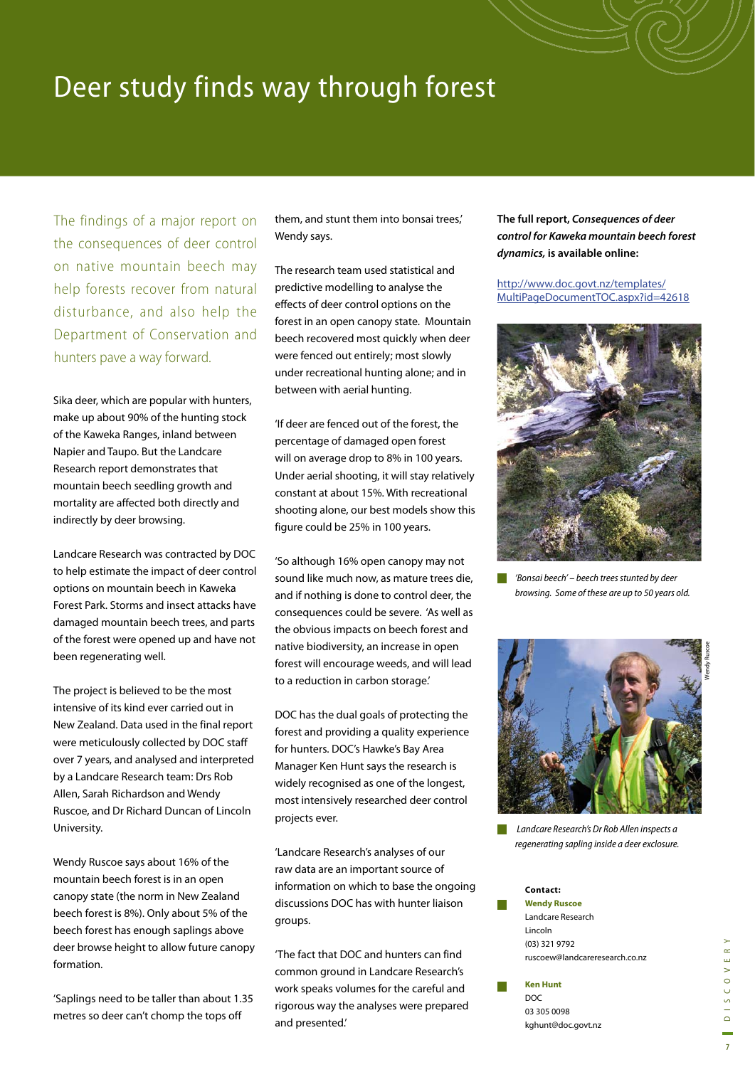# Deer study finds way through forest

The findings of a major report on the consequences of deer control on native mountain beech may help forests recover from natural disturbance, and also help the Department of Conservation and hunters pave a way forward.

Sika deer, which are popular with hunters, make up about 90% of the hunting stock of the Kaweka Ranges, inland between Napier and Taupo. But the Landcare Research report demonstrates that mountain beech seedling growth and mortality are affected both directly and indirectly by deer browsing.

Landcare Research was contracted by DOC to help estimate the impact of deer control options on mountain beech in Kaweka Forest Park. Storms and insect attacks have damaged mountain beech trees, and parts of the forest were opened up and have not been regenerating well.

The project is believed to be the most intensive of its kind ever carried out in New Zealand. Data used in the final report were meticulously collected by DOC staff over 7 years, and analysed and interpreted by a Landcare Research team: Drs Rob Allen, Sarah Richardson and Wendy Ruscoe, and Dr Richard Duncan of Lincoln University.

Wendy Ruscoe says about 16% of the mountain beech forest is in an open canopy state (the norm in New Zealand beech forest is 8%). Only about 5% of the beech forest has enough saplings above deer browse height to allow future canopy formation.

'Saplings need to be taller than about 1.35 metres so deer can't chomp the tops off them, and stunt them into bonsai trees,' Wendy says.

The research team used statistical and predictive modelling to analyse the effects of deer control options on the forest in an open canopy state. Mountain beech recovered most quickly when deer were fenced out entirely; most slowly under recreational hunting alone; and in between with aerial hunting.

'If deer are fenced out of the forest, the percentage of damaged open forest will on average drop to 8% in 100 years. Under aerial shooting, it will stay relatively constant at about 15%. With recreational shooting alone, our best models show this figure could be 25% in 100 years.

'So although 16% open canopy may not sound like much now, as mature trees die, and if nothing is done to control deer, the consequences could be severe. 'As well as the obvious impacts on beech forest and native biodiversity, an increase in open forest will encourage weeds, and will lead to a reduction in carbon storage.'

DOC has the dual goals of protecting the forest and providing a quality experience for hunters. DOC's Hawke's Bay Area Manager Ken Hunt says the research is widely recognised as one of the longest, most intensively researched deer control projects ever.

'Landcare Research's analyses of our raw data are an important source of information on which to base the ongoing discussions DOC has with hunter liaison groups.

'The fact that DOC and hunters can find common ground in Landcare Research's work speaks volumes for the careful and rigorous way the analyses were prepared and presented.'

**The full report, *Consequences of deer control for Kaweka mountain beech forest dynamics*, is available online:**

http://www.doc.govt.nz/templates/MultiPageDocumentTOC.aspx?id=42618

*'Bonsai beech' – beech trees stunted by deer browsing. Some of these are up to 50 years old.*

*Landcare Research's Dr Rob Allen inspects a regenerating sapling inside a deer exclosure.*

**Contact:**

**Wendy Ruscoe**
Landcare Research
Lincoln
(03) 321 9792
ruscoew@landcareresearch.co.nz

**Ken Hunt**
DOC
03 305 0098
kghunt@doc.govt.nz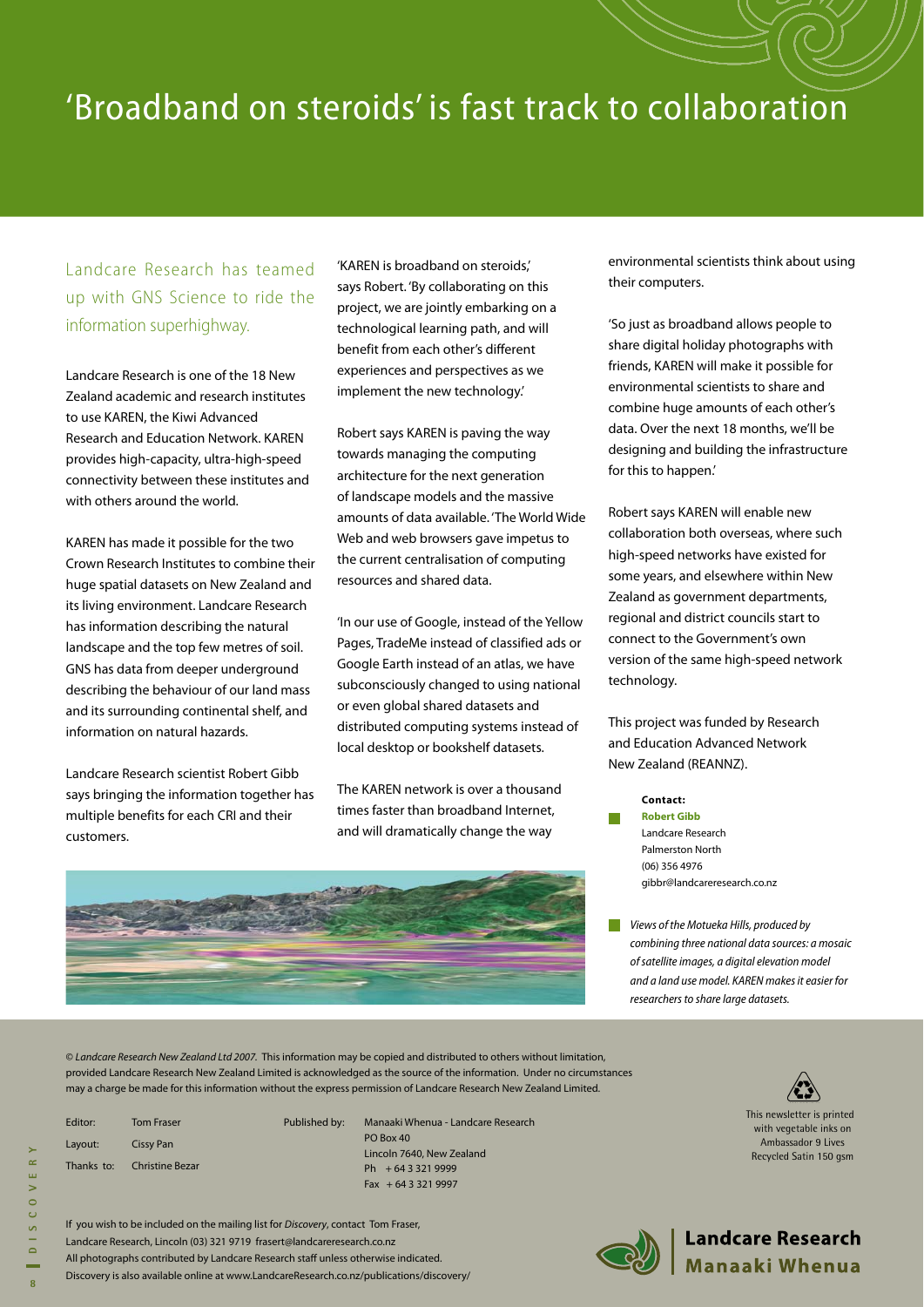# 'Broadband on steroids' is fast track to collaboration

Landcare Research has teamed up with GNS Science to ride the information superhighway.

Landcare Research is one of the 18 New Zealand academic and research institutes to use KAREN, the Kiwi Advanced Research and Education Network. KAREN provides high-capacity, ultra-high-speed connectivity between these institutes and with others around the world.

KAREN has made it possible for the two Crown Research Institutes to combine their huge spatial datasets on New Zealand and its living environment. Landcare Research has information describing the natural landscape and the top few metres of soil. GNS has data from deeper underground describing the behaviour of our land mass and its surrounding continental shelf, and information on natural hazards.

Landcare Research scientist Robert Gibb says bringing the information together has multiple benefits for each CRI and their customers.

'KAREN is broadband on steroids,' says Robert. 'By collaborating on this project, we are jointly embarking on a technological learning path, and will benefit from each other's different experiences and perspectives as we implement the new technology.'

Robert says KAREN is paving the way towards managing the computing architecture for the next generation of landscape models and the massive amounts of data available. 'The World Wide Web and web browsers gave impetus to the current centralisation of computing resources and shared data.

'In our use of Google, instead of the Yellow Pages, TradeMe instead of classified ads or Google Earth instead of an atlas, we have subconsciously changed to using national or even global shared datasets and distributed computing systems instead of local desktop or bookshelf datasets.

The KAREN network is over a thousand times faster than broadband Internet, and will dramatically change the way environmental scientists think about using their computers.

'So just as broadband allows people to share digital holiday photographs with friends, KAREN will make it possible for environmental scientists to share and combine huge amounts of each other's data. Over the next 18 months, we'll be designing and building the infrastructure for this to happen.'

Robert says KAREN will enable new collaboration both overseas, where such high-speed networks have existed for some years, and elsewhere within New Zealand as government departments, regional and district councils start to connect to the Government's own version of the same high-speed network technology.

This project was funded by Research and Education Advanced Network New Zealand (REANNZ).

**Contact:**
**Robert Gibb**
Landcare Research
Palmerston North
(06) 356 4976
gibbr@landcareresearch.co.nz

*Views of the Motueka Hills, produced by combining three national data sources: a mosaic of satellite images, a digital elevation model and a land use model. KAREN makes it easier for researchers to share large datasets.*

© *Landcare Research New Zealand Ltd 2007.* This information may be copied and distributed to others without limitation, provided Landcare Research New Zealand Limited is acknowledged as the source of the information. Under no circumstances may a charge be made for this information without the express permission of Landcare Research New Zealand Limited.

Editor: Tom Fraser
Layout: Cissy Pan
Thanks to: Christine Bezar

Published by: Manaaki Whenua - Landcare Research
PO Box 40
Lincoln 7640, New Zealand
Ph + 64 3 321 9999
Fax + 64 3 321 9997

This newsletter is printed with vegetable inks on Ambassador 9 Lives Recycled Satin 150 gsm

If you wish to be included on the mailing list for *Discovery*, contact Tom Fraser, Landcare Research, Lincoln (03) 321 9719 frasert@landcareresearch.co.nz
All photographs contributed by Landcare Research staff unless otherwise indicated.
Discovery is also available online at www.LandcareResearch.co.nz/publications/discovery/

**Landcare Research**
**Manaaki Whenua**